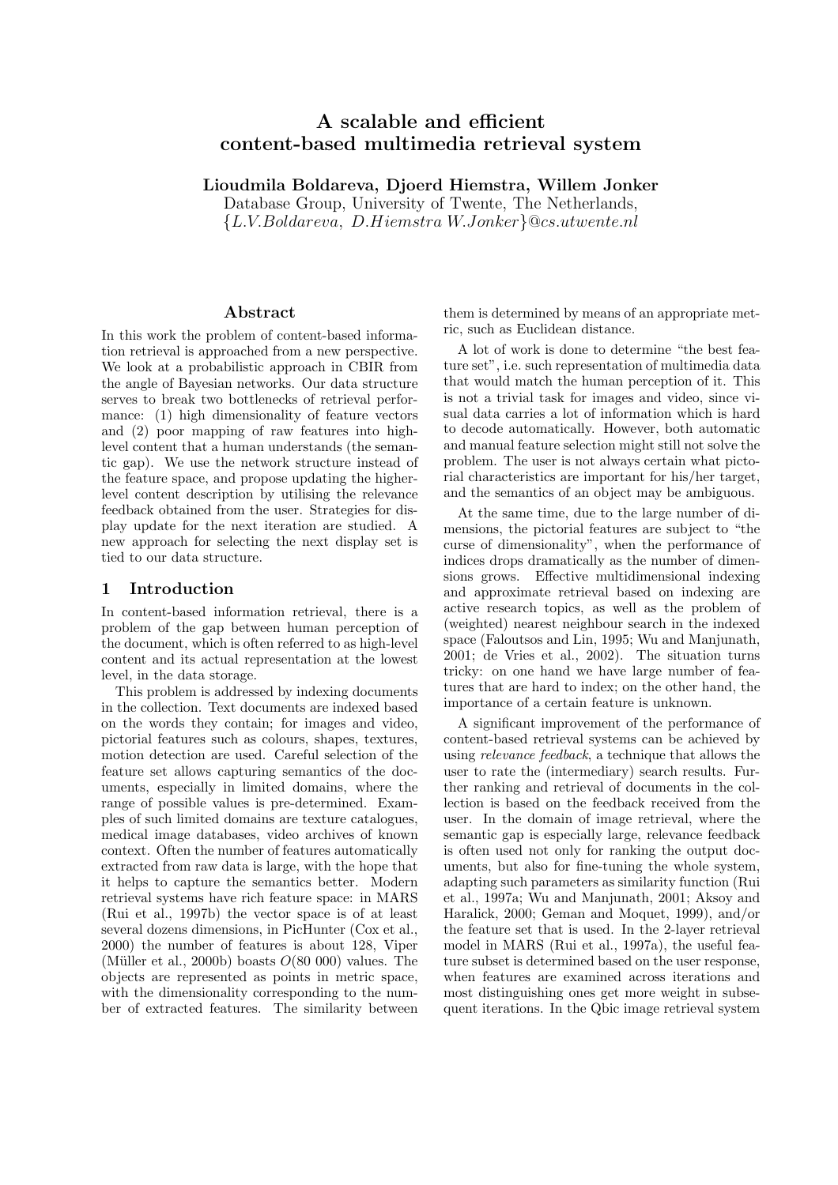# A scalable and efficient content-based multimedia retrieval system

**Lioudmila Boldareva, Djoerd Hiemstra, Willem Jonker**

Database Group, University of Twente, The Netherlands,
{*L.V.Boldareva, D.Hiemstra W.Jonker*}@*cs.utwente.nl*

## Abstract

In this work the problem of content-based information retrieval is approached from a new perspective. We look at a probabilistic approach in CBIR from the angle of Bayesian networks. Our data structure serves to break two bottlenecks of retrieval performance: (1) high dimensionality of feature vectors and (2) poor mapping of raw features into high-level content that a human understands (the semantic gap). We use the network structure instead of the feature space, and propose updating the higher-level content description by utilising the relevance feedback obtained from the user. Strategies for display update for the next iteration are studied. A new approach for selecting the next display set is tied to our data structure.

## 1 Introduction

In content-based information retrieval, there is a problem of the gap between human perception of the document, which is often referred to as high-level content and its actual representation at the lowest level, in the data storage.

This problem is addressed by indexing documents in the collection. Text documents are indexed based on the words they contain; for images and video, pictorial features such as colours, shapes, textures, motion detection are used. Careful selection of the feature set allows capturing semantics of the documents, especially in limited domains, where the range of possible values is pre-determined. Examples of such limited domains are texture catalogues, medical image databases, video archives of known context. Often the number of features automatically extracted from raw data is large, with the hope that it helps to capture the semantics better. Modern retrieval systems have rich feature space: in MARS (Rui et al., 1997b) the vector space is of at least several dozens dimensions, in PicHunter (Cox et al., 2000) the number of features is about 128, Viper (Müller et al., 2000b) boasts $O(80\ 000)$ values. The objects are represented as points in metric space, with the dimensionality corresponding to the number of extracted features. The similarity between them is determined by means of an appropriate metric, such as Euclidean distance.

A lot of work is done to determine "the best feature set", i.e. such representation of multimedia data that would match the human perception of it. This is not a trivial task for images and video, since visual data carries a lot of information which is hard to decode automatically. However, both automatic and manual feature selection might still not solve the problem. The user is not always certain what pictorial characteristics are important for his/her target, and the semantics of an object may be ambiguous.

At the same time, due to the large number of dimensions, the pictorial features are subject to "the curse of dimensionality", when the performance of indices drops dramatically as the number of dimensions grows. Effective multidimensional indexing and approximate retrieval based on indexing are active research topics, as well as the problem of (weighted) nearest neighbour search in the indexed space (Faloutsos and Lin, 1995; Wu and Manjunath, 2001; de Vries et al., 2002). The situation turns tricky: on one hand we have large number of features that are hard to index; on the other hand, the importance of a certain feature is unknown.

A significant improvement of the performance of content-based retrieval systems can be achieved by using *relevance feedback*, a technique that allows the user to rate the (intermediary) search results. Further ranking and retrieval of documents in the collection is based on the feedback received from the user. In the domain of image retrieval, where the semantic gap is especially large, relevance feedback is often used not only for ranking the output documents, but also for fine-tuning the whole system, adapting such parameters as similarity function (Rui et al., 1997a; Wu and Manjunath, 2001; Aksoy and Haralick, 2000; Geman and Moquet, 1999), and/or the feature set that is used. In the 2-layer retrieval model in MARS (Rui et al., 1997a), the useful feature subset is determined based on the user response, when features are examined across iterations and most distinguishing ones get more weight in subsequent iterations. In the Qbic image retrieval system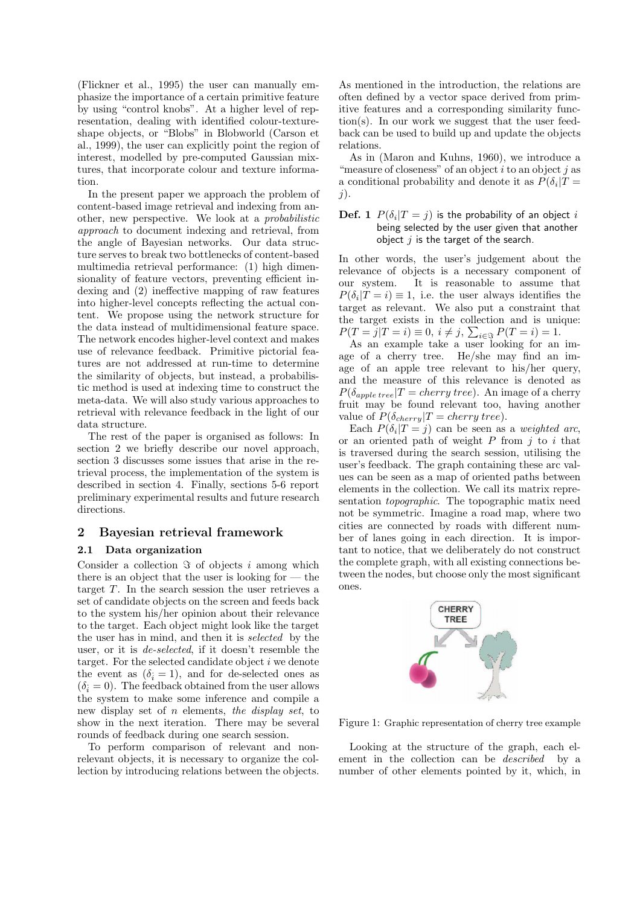(Flickner et al., 1995) the user can manually emphasize the importance of a certain primitive feature by using "control knobs". At a higher level of representation, dealing with identified colour-texture-shape objects, or "Blobs" in Blobworld (Carson et al., 1999), the user can explicitly point the region of interest, modelled by pre-computed Gaussian mixtures, that incorporate colour and texture information.

In the present paper we approach the problem of content-based image retrieval and indexing from another, new perspective. We look at a *probabilistic approach* to document indexing and retrieval, from the angle of Bayesian networks. Our data structure serves to break two bottlenecks of content-based multimedia retrieval performance: (1) high dimensionality of feature vectors, preventing efficient indexing and (2) ineffective mapping of raw features into higher-level concepts reflecting the actual content. We propose using the network structure for the data instead of multidimensional feature space. The network encodes higher-level context and makes use of relevance feedback. Primitive pictorial features are not addressed at run-time to determine the similarity of objects, but instead, a probabilistic method is used at indexing time to construct the meta-data. We will also study various approaches to retrieval with relevance feedback in the light of our data structure.

The rest of the paper is organised as follows: In section 2 we briefly describe our novel approach, section 3 discusses some issues that arise in the retrieval process, the implementation of the system is described in section 4. Finally, sections 5-6 report preliminary experimental results and future research directions.

## 2 Bayesian retrieval framework

### 2.1 Data organization

Consider a collection $\Im$ of objects $i$ among which there is an object that the user is looking for — the target $T$. In the search session the user retrieves a set of candidate objects on the screen and feeds back to the system his/her opinion about their relevance to the target. Each object might look like the target the user has in mind, and then it is *selected* by the user, or it is *de-selected*, if it doesn't resemble the target. For the selected candidate object $i$ we denote the event as $(\delta_i = 1)$, and for de-selected ones as $(\delta_i = 0)$. The feedback obtained from the user allows the system to make some inference and compile a new display set of $n$ elements, *the display set*, to show in the next iteration. There may be several rounds of feedback during one search session.

To perform comparison of relevant and non-relevant objects, it is necessary to organize the collection by introducing relations between the objects. As mentioned in the introduction, the relations are often defined by a vector space derived from primitive features and a corresponding similarity function(s). In our work we suggest that the user feedback can be used to build up and update the objects relations.

As in (Maron and Kuhns, 1960), we introduce a "measure of closeness" of an object $i$ to an object $j$ as a conditional probability and denote it as $P(\delta_i|T = j)$.

**Def. 1** $P(\delta_i|T = j)$ is the probability of an object $i$ being selected by the user given that another object $j$ is the target of the search.

In other words, the user's judgement about the relevance of objects is a necessary component of our system. It is reasonable to assume that $P(\delta_i|T = i) \equiv 1$, i.e. the user always identifies the target as relevant. We also put a constraint that the target exists in the collection and is unique: $P(T = j|T = i) \equiv 0,\ i \neq j,\ \sum_{i \in \Im} P(T = i) = 1$.

As an example take a user looking for an image of a cherry tree. He/she may find an image of an apple tree relevant to his/her query, and the measure of this relevance is denoted as $P(\delta_{apple\,tree}|T = cherry\,tree)$. An image of a cherry fruit may be found relevant too, having another value of $P(\delta_{cherry}|T = cherry\,tree)$.

Each $P(\delta_i|T = j)$ can be seen as a *weighted arc*, or an oriented path of weight $P$ from $j$ to $i$ that is traversed during the search session, utilising the user's feedback. The graph containing these arc values can be seen as a map of oriented paths between elements in the collection. We call its matrix representation *topographic*. The topographic matix need not be symmetric. Imagine a road map, where two cities are connected by roads with different number of lanes going in each direction. It is important to notice, that we deliberately do not construct the complete graph, with all existing connections between the nodes, but choose only the most significant ones.

Figure 1: Graphic representation of cherry tree example

Looking at the structure of the graph, each element in the collection can be *described* by a number of other elements pointed by it, which, in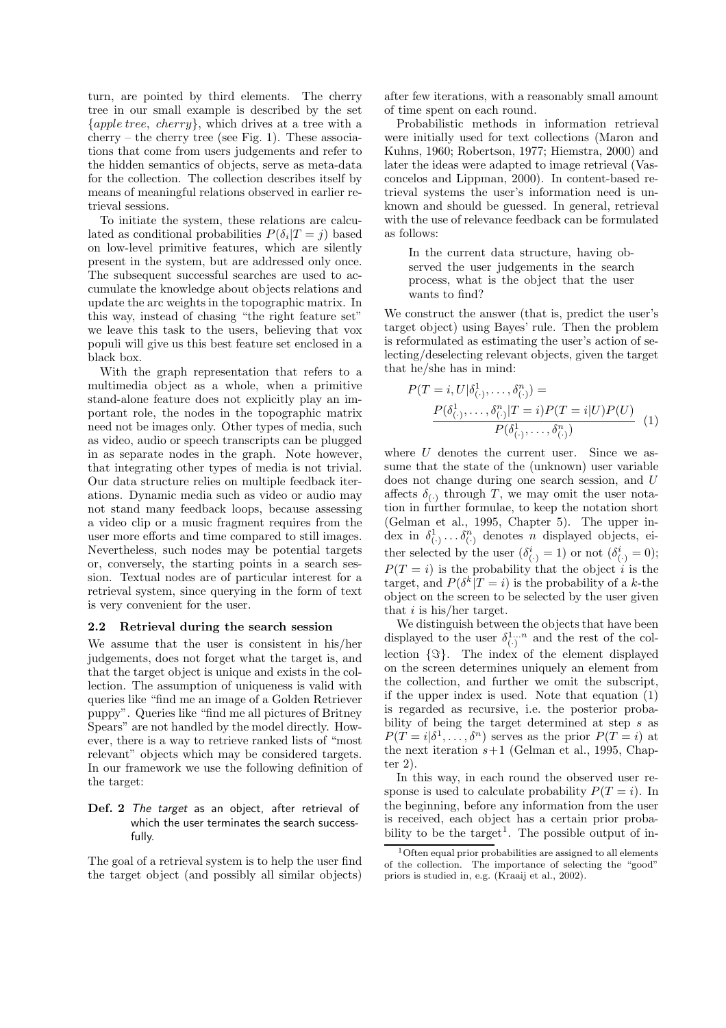turn, are pointed by third elements. The cherry tree in our small example is described by the set $\{apple\ tree,\ cherry\}$, which drives at a tree with a cherry – the cherry tree (see Fig. 1). These associations that come from users judgements and refer to the hidden semantics of objects, serve as meta-data for the collection. The collection describes itself by means of meaningful relations observed in earlier retrieval sessions.

To initiate the system, these relations are calculated as conditional probabilities $P(\delta_i|T = j)$ based on low-level primitive features, which are silently present in the system, but are addressed only once. The subsequent successful searches are used to accumulate the knowledge about objects relations and update the arc weights in the topographic matrix. In this way, instead of chasing "the right feature set" we leave this task to the users, believing that vox populi will give us this best feature set enclosed in a black box.

With the graph representation that refers to a multimedia object as a whole, when a primitive stand-alone feature does not explicitly play an important role, the nodes in the topographic matrix need not be images only. Other types of media, such as video, audio or speech transcripts can be plugged in as separate nodes in the graph. Note however, that integrating other types of media is not trivial. Our data structure relies on multiple feedback iterations. Dynamic media such as video or audio may not stand many feedback loops, because assessing a video clip or a music fragment requires from the user more efforts and time compared to still images. Nevertheless, such nodes may be potential targets or, conversely, the starting points in a search session. Textual nodes are of particular interest for a retrieval system, since querying in the form of text is very convenient for the user.

### 2.2 Retrieval during the search session

We assume that the user is consistent in his/her judgements, does not forget what the target is, and that the target object is unique and exists in the collection. The assumption of uniqueness is valid with queries like "find me an image of a Golden Retriever puppy". Queries like "find me all pictures of Britney Spears" are not handled by the model directly. However, there is a way to retrieve ranked lists of "most relevant" objects which may be considered targets. In our framework we use the following definition of the target:

**Def. 2** *The target as an object, after retrieval of which the user terminates the search successfully.*

The goal of a retrieval system is to help the user find the target object (and possibly all similar objects) after few iterations, with a reasonably small amount of time spent on each round.

Probabilistic methods in information retrieval were initially used for text collections (Maron and Kuhns, 1960; Robertson, 1977; Hiemstra, 2000) and later the ideas were adapted to image retrieval (Vasconcelos and Lippman, 2000). In content-based retrieval systems the user's information need is unknown and should be guessed. In general, retrieval with the use of relevance feedback can be formulated as follows:

> In the current data structure, having observed the user judgements in the search process, what is the object that the user wants to find?

We construct the answer (that is, predict the user's target object) using Bayes' rule. Then the problem is reformulated as estimating the user's action of selecting/deselecting relevant objects, given the target that he/she has in mind:

$$P(T = i, U|\delta^1_{(\cdot)}, \ldots, \delta^n_{(\cdot)}) = \frac{P(\delta^1_{(\cdot)}, \ldots, \delta^n_{(\cdot)}|T = i)P(T = i|U)P(U)}{P(\delta^1_{(\cdot)}, \ldots, \delta^n_{(\cdot)})} \quad (1)$$

where $U$ denotes the current user. Since we assume that the state of the (unknown) user variable does not change during one search session, and $U$ affects $\delta_{(\cdot)}$ through $T$, we may omit the user notation in further formulae, to keep the notation short (Gelman et al., 1995, Chapter 5). The upper index in $\delta^1_{(\cdot)} \ldots \delta^n_{(\cdot)}$ denotes $n$ displayed objects, either selected by the user ($\delta^i_{(\cdot)} = 1$) or not ($\delta^i_{(\cdot)} = 0$); $P(T = i)$ is the probability that the object $i$ is the target, and $P(\delta^k|T = i)$ is the probability of a $k$-the object on the screen to be selected by the user given that $i$ is his/her target.

We distinguish between the objects that have been displayed to the user $\delta^{1\ldots n}_{(\cdot)}$ and the rest of the collection $\{\Im\}$. The index of the element displayed on the screen determines uniquely an element from the collection, and further we omit the subscript, if the upper index is used. Note that equation (1) is regarded as recursive, i.e. the posterior probability of being the target determined at step $s$ as $P(T = i|\delta^1, \ldots, \delta^n)$ serves as the prior $P(T = i)$ at the next iteration $s+1$ (Gelman et al., 1995, Chapter 2).

In this way, in each round the observed user response is used to calculate probability $P(T = i)$. In the beginning, before any information from the user is received, each object has a certain prior probability to be the target[1]. The possible output of in-

[1] Often equal prior probabilities are assigned to all elements of the collection. The importance of selecting the "good" priors is studied in, e.g. (Kraaij et al., 2002).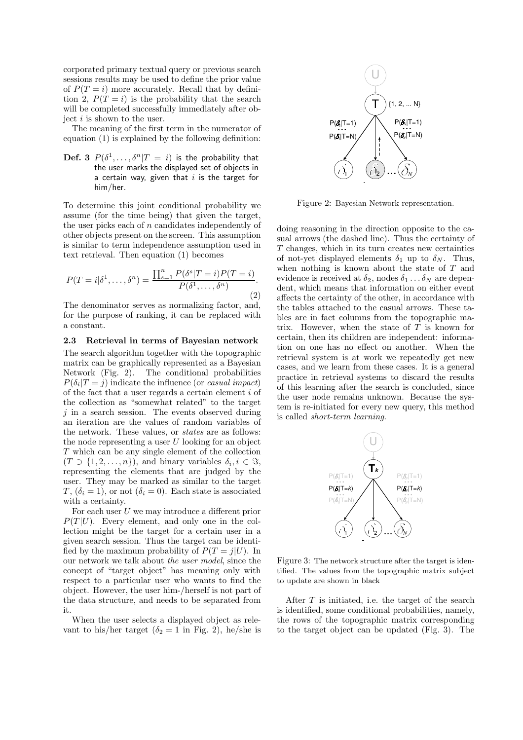corporated primary textual query or previous search sessions results may be used to define the prior value of $P(T = i)$ more accurately. Recall that by definition 2, $P(T = i)$ is the probability that the search will be completed successfully immediately after object $i$ is shown to the user.

The meaning of the first term in the numerator of equation (1) is explained by the following definition:

**Def. 3** $P(\delta^1, \ldots, \delta^n | T = i)$ is the probability that the user marks the displayed set of objects in a certain way, given that $i$ is the target for him/her.

To determine this joint conditional probability we assume (for the time being) that given the target, the user picks each of $n$ candidates independently of other objects present on the screen. This assumption is similar to term independence assumption used in text retrieval. Then equation (1) becomes

$$P(T = i|\delta^1, \ldots, \delta^n) = \frac{\prod_{s=1}^{n} P(\delta^s|T = i)P(T = i)}{P(\delta^1, \ldots, \delta^n)}. \tag{2}$$

The denominator serves as normalizing factor, and, for the purpose of ranking, it can be replaced with a constant.

### 2.3 Retrieval in terms of Bayesian network

The search algorithm together with the topographic matrix can be graphically represented as a Bayesian Network (Fig. 2). The conditional probabilities $P(\delta_i|T = j)$ indicate the influence (or *casual impact*) of the fact that a user regards a certain element $i$ of the collection as "somewhat related" to the target $j$ in a search session. The events observed during an iteration are the values of random variables of the network. These values, or *states* are as follows: the node representing a user $U$ looking for an object $T$ which can be any single element of the collection $(T \ni \{1, 2, \ldots, n\})$, and binary variables $\delta_i, i \in \Im$, representing the elements that are judged by the user. They may be marked as similar to the target $T$, $(\delta_i = 1)$, or not $(\delta_i = 0)$. Each state is associated with a certainty.

For each user $U$ we may introduce a different prior $P(T|U)$. Every element, and only one in the collection might be the target for a certain user in a given search session. Thus the target can be identified by the maximum probability of $P(T = j|U)$. In our network we talk about *the user model*, since the concept of "target object" has meaning only with respect to a particular user who wants to find the object. However, the user him-/herself is not part of the data structure, and needs to be separated from it.

When the user selects a displayed object as relevant to his/her target ($\delta_2 = 1$ in Fig. 2), he/she is doing reasoning in the direction opposite to the casual arrows (the dashed line). Thus the certainty of $T$ changes, which in its turn creates new certainties of not-yet displayed elements $\delta_1$ up to $\delta_N$. Thus, when nothing is known about the state of $T$ and evidence is received at $\delta_2$, nodes $\delta_1 \ldots \delta_N$ are dependent, which means that information on either event affects the certainty of the other, in accordance with the tables attached to the casual arrows. These tables are in fact columns from the topographic matrix. However, when the state of $T$ is known for certain, then its children are independent: information on one has no effect on another. When the retrieval system is at work we repeatedly get new cases, and we learn from these cases. It is a general practice in retrieval systems to discard the results of this learning after the search is concluded, since the user node remains unknown. Because the system is re-initiated for every new query, this method is called *short-term learning*.

Figure 2: Bayesian Network representation.

Figure 3: The network structure after the target is identified. The values from the topographic matrix subject to update are shown in black

After $T$ is initiated, i.e. the target of the search is identified, some conditional probabilities, namely, the rows of the topographic matrix corresponding to the target object can be updated (Fig. 3). The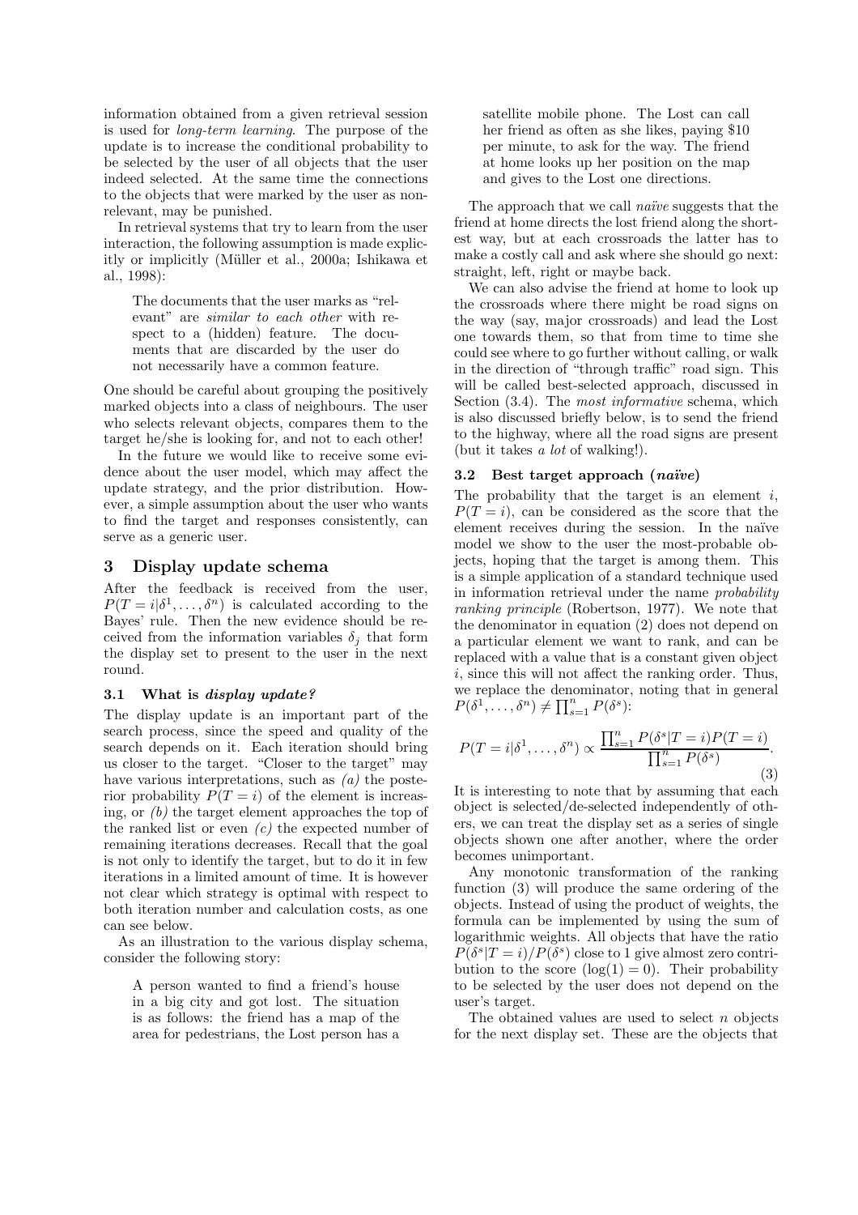information obtained from a given retrieval session is used for *long-term learning*. The purpose of the update is to increase the conditional probability to be selected by the user of all objects that the user indeed selected. At the same time the connections to the objects that were marked by the user as non-relevant, may be punished.

In retrieval systems that try to learn from the user interaction, the following assumption is made explicitly or implicitly (Müller et al., 2000a; Ishikawa et al., 1998):

> The documents that the user marks as "relevant" are *similar to each other* with respect to a (hidden) feature. The documents that are discarded by the user do not necessarily have a common feature.

One should be careful about grouping the positively marked objects into a class of neighbours. The user who selects relevant objects, compares them to the target he/she is looking for, and not to each other!

In the future we would like to receive some evidence about the user model, which may affect the update strategy, and the prior distribution. However, a simple assumption about the user who wants to find the target and responses consistently, can serve as a generic user.

## 3 Display update schema

After the feedback is received from the user, $P(T = i|\delta^1, \ldots, \delta^n)$ is calculated according to the Bayes' rule. Then the new evidence should be received from the information variables $\delta_j$ that form the display set to present to the user in the next round.

### 3.1 What is *display update?*

The display update is an important part of the search process, since the speed and quality of the search depends on it. Each iteration should bring us closer to the target. "Closer to the target" may have various interpretations, such as *(a)* the posterior probability $P(T = i)$ of the element is increasing, or *(b)* the target element approaches the top of the ranked list or even *(c)* the expected number of remaining iterations decreases. Recall that the goal is not only to identify the target, but to do it in few iterations in a limited amount of time. It is however not clear which strategy is optimal with respect to both iteration number and calculation costs, as one can see below.

As an illustration to the various display schema, consider the following story:

> A person wanted to find a friend's house in a big city and got lost. The situation is as follows: the friend has a map of the area for pedestrians, the Lost person has a satellite mobile phone. The Lost can call her friend as often as she likes, paying \$10 per minute, to ask for the way. The friend at home looks up her position on the map and gives to the Lost one directions.

The approach that we call *naïve* suggests that the friend at home directs the lost friend along the shortest way, but at each crossroads the latter has to make a costly call and ask where she should go next: straight, left, right or maybe back.

We can also advise the friend at home to look up the crossroads where there might be road signs on the way (say, major crossroads) and lead the Lost one towards them, so that from time to time she could see where to go further without calling, or walk in the direction of "through traffic" road sign. This will be called best-selected approach, discussed in Section (3.4). The *most informative* schema, which is also discussed briefly below, is to send the friend to the highway, where all the road signs are present (but it takes *a lot* of walking!).

### 3.2 Best target approach (*naïve*)

The probability that the target is an element $i$, $P(T = i)$, can be considered as the score that the element receives during the session. In the naïve model we show to the user the most-probable objects, hoping that the target is among them. This is a simple application of a standard technique used in information retrieval under the name *probability ranking principle* (Robertson, 1977). We note that the denominator in equation (2) does not depend on a particular element we want to rank, and can be replaced with a value that is a constant given object $i$, since this will not affect the ranking order. Thus, we replace the denominator, noting that in general $P(\delta^1, \ldots, \delta^n) \neq \prod_{s=1}^{n} P(\delta^s)$:

$$P(T = i|\delta^1, \ldots, \delta^n) \propto \frac{\prod_{s=1}^{n} P(\delta^s|T = i)P(T = i)}{\prod_{s=1}^{n} P(\delta^s)}. \tag{3}$$

It is interesting to note that by assuming that each object is selected/de-selected independently of others, we can treat the display set as a series of single objects shown one after another, where the order becomes unimportant.

Any monotonic transformation of the ranking function (3) will produce the same ordering of the objects. Instead of using the product of weights, the formula can be implemented by using the sum of logarithmic weights. All objects that have the ratio $P(\delta^s|T = i)/P(\delta^s)$ close to 1 give almost zero contribution to the score ($\log(1) = 0$). Their probability to be selected by the user does not depend on the user's target.

The obtained values are used to select $n$ objects for the next display set. These are the objects that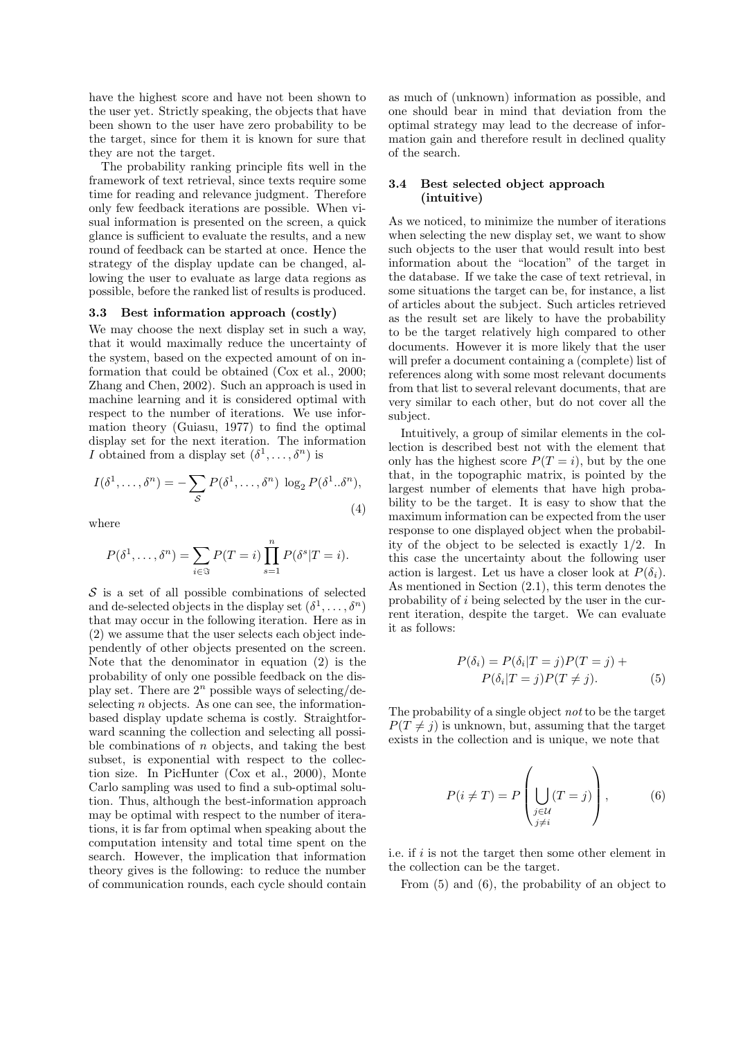have the highest score and have not been shown to the user yet. Strictly speaking, the objects that have been shown to the user have zero probability to be the target, since for them it is known for sure that they are not the target.

The probability ranking principle fits well in the framework of text retrieval, since texts require some time for reading and relevance judgment. Therefore only few feedback iterations are possible. When visual information is presented on the screen, a quick glance is sufficient to evaluate the results, and a new round of feedback can be started at once. Hence the strategy of the display update can be changed, allowing the user to evaluate as large data regions as possible, before the ranked list of results is produced.

### 3.3 Best information approach (costly)

We may choose the next display set in such a way, that it would maximally reduce the uncertainty of the system, based on the expected amount of on information that could be obtained (Cox et al., 2000; Zhang and Chen, 2002). Such an approach is used in machine learning and it is considered optimal with respect to the number of iterations. We use information theory (Guiasu, 1977) to find the optimal display set for the next iteration. The information $I$ obtained from a display set $(\delta^1, \ldots, \delta^n)$ is

$$I(\delta^1, \ldots, \delta^n) = -\sum_{\mathcal{S}} P(\delta^1, \ldots, \delta^n) \, \log_2 P(\delta^1..\delta^n), \tag{4}$$

where

$$P(\delta^1, \ldots, \delta^n) = \sum_{i \in \Im} P(T = i) \prod_{s=1}^{n} P(\delta^s | T = i).$$

$\mathcal{S}$ is a set of all possible combinations of selected and de-selected objects in the display set $(\delta^1, \ldots, \delta^n)$ that may occur in the following iteration. Here as in (2) we assume that the user selects each object independently of other objects presented on the screen. Note that the denominator in equation (2) is the probability of only one possible feedback on the display set. There are $2^n$ possible ways of selecting/de-selecting $n$ objects. As one can see, the information-based display update schema is costly. Straightforward scanning the collection and selecting all possible combinations of $n$ objects, and taking the best subset, is exponential with respect to the collection size. In PicHunter (Cox et al., 2000), Monte Carlo sampling was used to find a sub-optimal solution. Thus, although the best-information approach may be optimal with respect to the number of iterations, it is far from optimal when speaking about the computation intensity and total time spent on the search. However, the implication that information theory gives is the following: to reduce the number of communication rounds, each cycle should contain as much of (unknown) information as possible, and one should bear in mind that deviation from the optimal strategy may lead to the decrease of information gain and therefore result in declined quality of the search.

### 3.4 Best selected object approach (intuitive)

As we noticed, to minimize the number of iterations when selecting the new display set, we want to show such objects to the user that would result into best information about the "location" of the target in the database. If we take the case of text retrieval, in some situations the target can be, for instance, a list of articles about the subject. Such articles retrieved as the result set are likely to have the probability to be the target relatively high compared to other documents. However it is more likely that the user will prefer a document containing a (complete) list of references along with some most relevant documents from that list to several relevant documents, that are very similar to each other, but do not cover all the subject.

Intuitively, a group of similar elements in the collection is described best not with the element that only has the highest score $P(T = i)$, but by the one that, in the topographic matrix, is pointed by the largest number of elements that have high probability to be the target. It is easy to show that the maximum information can be expected from the user response to one displayed object when the probability of the object to be selected is exactly 1/2. In this case the uncertainty about the following user action is largest. Let us have a closer look at $P(\delta_i)$. As mentioned in Section (2.1), this term denotes the probability of $i$ being selected by the user in the current iteration, despite the target. We can evaluate it as follows:

$$\begin{aligned} P(\delta_i) = P(\delta_i | T = j) P(T = j) + \\ P(\delta_i | T = j) P(T \neq j). \end{aligned} \tag{5}$$

The probability of a single object *not* to be the target $P(T \neq j)$ is unknown, but, assuming that the target exists in the collection and is unique, we note that

$$P(i \neq T) = P\left( \bigcup_{\substack{j \in \mathcal{U} \\ j \neq i}} (T = j) \right), \tag{6}$$

i.e. if $i$ is not the target then some other element in the collection can be the target.

From (5) and (6), the probability of an object to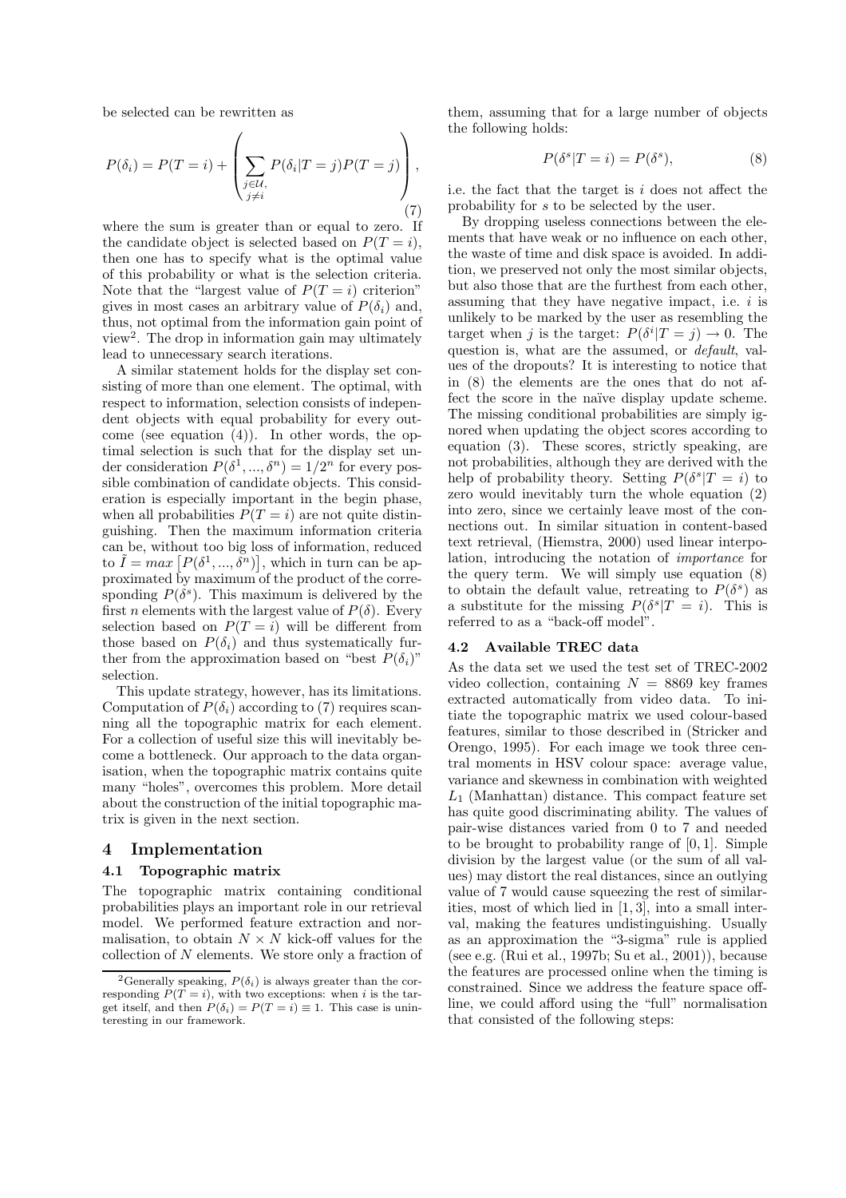be selected can be rewritten as

$$P(\delta_i) = P(T = i) + \left( \sum_{\substack{j \in \mathcal{U}, \\ j \neq i}} P(\delta_i | T = j) P(T = j) \right), \tag{7}$$

where the sum is greater than or equal to zero. If the candidate object is selected based on $P(T = i)$, then one has to specify what is the optimal value of this probability or what is the selection criteria. Note that the "largest value of $P(T = i)$ criterion" gives in most cases an arbitrary value of $P(\delta_i)$ and, thus, not optimal from the information gain point of view[2]. The drop in information gain may ultimately lead to unnecessary search iterations.

A similar statement holds for the display set consisting of more than one element. The optimal, with respect to information, selection consists of independent objects with equal probability for every outcome (see equation (4)). In other words, the optimal selection is such that for the display set under consideration $P(\delta^1, ..., \delta^n) = 1/2^n$ for every possible combination of candidate objects. This consideration is especially important in the begin phase, when all probabilities $P(T = i)$ are not quite distinguishing. Then the maximum information criteria can be, without too big loss of information, reduced to $\tilde{I} = max\left[P(\delta^1, ..., \delta^n)\right]$, which in turn can be approximated by maximum of the product of the corresponding $P(\delta^s)$. This maximum is delivered by the first $n$ elements with the largest value of $P(\delta)$. Every selection based on $P(T = i)$ will be different from those based on $P(\delta_i)$ and thus systematically further from the approximation based on "best $P(\delta_i)$" selection.

This update strategy, however, has its limitations. Computation of $P(\delta_i)$ according to (7) requires scanning all the topographic matrix for each element. For a collection of useful size this will inevitably become a bottleneck. Our approach to the data organisation, when the topographic matrix contains quite many "holes", overcomes this problem. More detail about the construction of the initial topographic matrix is given in the next section.

[2] Generally speaking, $P(\delta_i)$ is always greater than the corresponding $P(T = i)$, with two exceptions: when $i$ is the target itself, and then $P(\delta_i) = P(T = i) \equiv 1$. This case is uninteresting in our framework.

# 4 Implementation

## 4.1 Topographic matrix

The topographic matrix containing conditional probabilities plays an important role in our retrieval model. We performed feature extraction and normalisation, to obtain $N \times N$ kick-off values for the collection of $N$ elements. We store only a fraction of them, assuming that for a large number of objects the following holds:

$$P(\delta^s | T = i) = P(\delta^s), \tag{8}$$

i.e. the fact that the target is $i$ does not affect the probability for $s$ to be selected by the user.

By dropping useless connections between the elements that have weak or no influence on each other, the waste of time and disk space is avoided. In addition, we preserved not only the most similar objects, but also those that are the furthest from each other, assuming that they have negative impact, i.e. $i$ is unlikely to be marked by the user as resembling the target when $j$ is the target: $P(\delta^i | T = j) \to 0$. The question is, what are the assumed, or *default*, values of the dropouts? It is interesting to notice that in (8) the elements are the ones that do not affect the score in the naïve display update scheme. The missing conditional probabilities are simply ignored when updating the object scores according to equation (3). These scores, strictly speaking, are not probabilities, although they are derived with the help of probability theory. Setting $P(\delta^s | T = i)$ to zero would inevitably turn the whole equation (2) into zero, since we certainly leave most of the connections out. In similar situation in content-based text retrieval, (Hiemstra, 2000) used linear interpolation, introducing the notation of *importance* for the query term. We will simply use equation (8) to obtain the default value, retreating to $P(\delta^s)$ as a substitute for the missing $P(\delta^s | T = i)$. This is referred to as a "back-off model".

## 4.2 Available TREC data

As the data set we used the test set of TREC-2002 video collection, containing $N = 8869$ key frames extracted automatically from video data. To initiate the topographic matrix we used colour-based features, similar to those described in (Stricker and Orengo, 1995). For each image we took three central moments in HSV colour space: average value, variance and skewness in combination with weighted $L_1$ (Manhattan) distance. This compact feature set has quite good discriminating ability. The values of pair-wise distances varied from 0 to 7 and needed to be brought to probability range of $[0, 1]$. Simple division by the largest value (or the sum of all values) may distort the real distances, since an outlying value of 7 would cause squeezing the rest of similarities, most of which lied in $[1, 3]$, into a small interval, making the features undistinguishing. Usually as an approximation the "3-sigma" rule is applied (see e.g. (Rui et al., 1997b; Su et al., 2001)), because the features are processed online when the timing is constrained. Since we address the feature space offline, we could afford using the "full" normalisation that consisted of the following steps: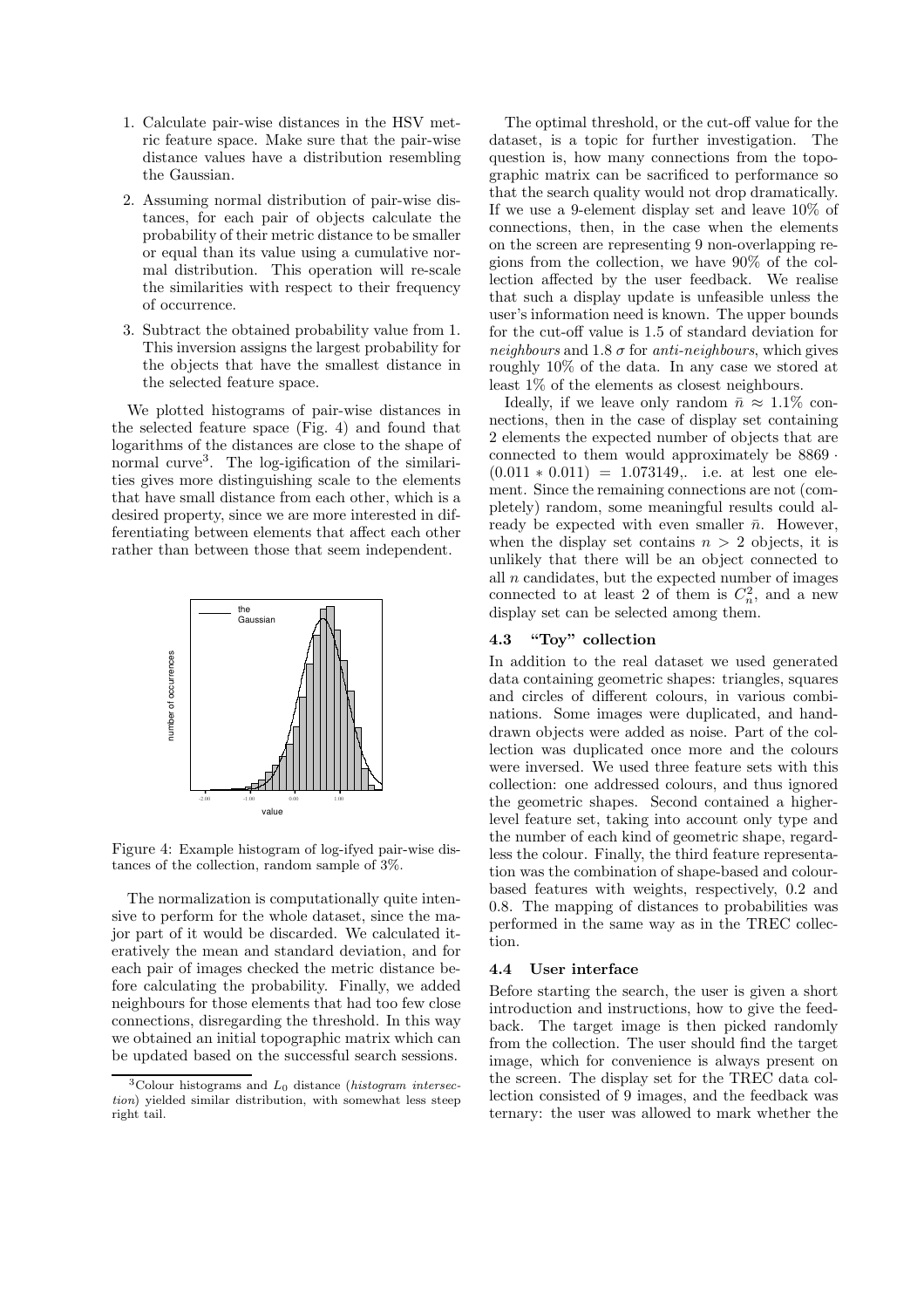1. Calculate pair-wise distances in the HSV metric feature space. Make sure that the pair-wise distance values have a distribution resembling the Gaussian.

2. Assuming normal distribution of pair-wise distances, for each pair of objects calculate the probability of their metric distance to be smaller or equal than its value using a cumulative normal distribution. This operation will re-scale the similarities with respect to their frequency of occurrence.

3. Subtract the obtained probability value from 1. This inversion assigns the largest probability for the objects that have the smallest distance in the selected feature space.

We plotted histograms of pair-wise distances in the selected feature space (Fig. 4) and found that logarithms of the distances are close to the shape of normal curve[3]. The log-igification of the similarities gives more distinguishing scale to the elements that have small distance from each other, which is a desired property, since we are more interested in differentiating between elements that affect each other rather than between those that seem independent.

Figure 4: Example histogram of log-ifyed pair-wise distances of the collection, random sample of 3%.

The normalization is computationally quite intensive to perform for the whole dataset, since the major part of it would be discarded. We calculated iteratively the mean and standard deviation, and for each pair of images checked the metric distance before calculating the probability. Finally, we added neighbours for those elements that had too few close connections, disregarding the threshold. In this way we obtained an initial topographic matrix which can be updated based on the successful search sessions.

[3]Colour histograms and $L_0$ distance (*histogram intersection*) yielded similar distribution, with somewhat less steep right tail.

The optimal threshold, or the cut-off value for the dataset, is a topic for further investigation. The question is, how many connections from the topographic matrix can be sacrificed to performance so that the search quality would not drop dramatically. If we use a 9-element display set and leave 10% of connections, then, in the case when the elements on the screen are representing 9 non-overlapping regions from the collection, we have 90% of the collection affected by the user feedback. We realise that such a display update is unfeasible unless the user's information need is known. The upper bounds for the cut-off value is 1.5 of standard deviation for *neighbours* and 1.8 $\sigma$ for *anti-neighbours*, which gives roughly 10% of the data. In any case we stored at least 1% of the elements as closest neighbours.

Ideally, if we leave only random $\bar{n} \approx 1.1\%$ connections, then in the case of display set containing 2 elements the expected number of objects that are connected to them would approximately be $8869 \cdot (0.011 * 0.011) = 1.073149$,. i.e. at lest one element. Since the remaining connections are not (completely) random, some meaningful results could already be expected with even smaller $\bar{n}$. However, when the display set contains $n > 2$ objects, it is unlikely that there will be an object connected to all $n$ candidates, but the expected number of images connected to at least 2 of them is $C_n^2$, and a new display set can be selected among them.

### 4.3 "Toy" collection

In addition to the real dataset we used generated data containing geometric shapes: triangles, squares and circles of different colours, in various combinations. Some images were duplicated, and hand-drawn objects were added as noise. Part of the collection was duplicated once more and the colours were inversed. We used three feature sets with this collection: one addressed colours, and thus ignored the geometric shapes. Second contained a higher-level feature set, taking into account only type and the number of each kind of geometric shape, regardless the colour. Finally, the third feature representation was the combination of shape-based and colour-based features with weights, respectively, 0.2 and 0.8. The mapping of distances to probabilities was performed in the same way as in the TREC collection.

### 4.4 User interface

Before starting the search, the user is given a short introduction and instructions, how to give the feedback. The target image is then picked randomly from the collection. The user should find the target image, which for convenience is always present on the screen. The display set for the TREC data collection consisted of 9 images, and the feedback was ternary: the user was allowed to mark whether the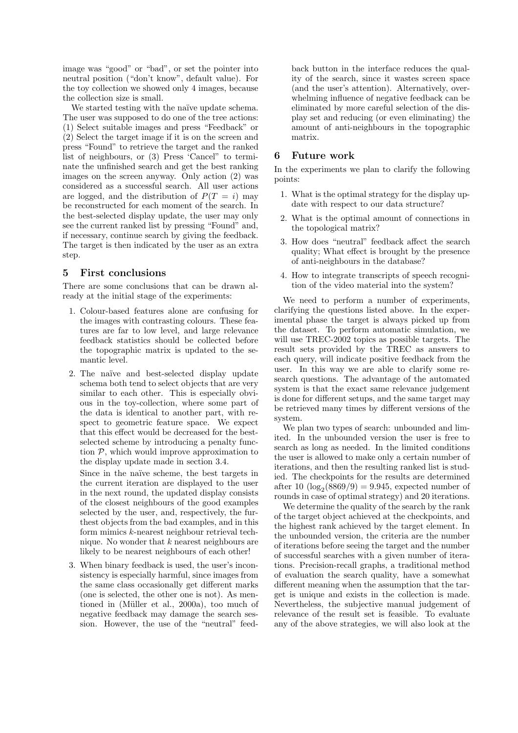image was "good" or "bad", or set the pointer into neutral position ("don't know", default value). For the toy collection we showed only 4 images, because the collection size is small.

We started testing with the naïve update schema. The user was supposed to do one of the tree actions: (1) Select suitable images and press "Feedback" or (2) Select the target image if it is on the screen and press "Found" to retrieve the target and the ranked list of neighbours, or (3) Press 'Cancel" to terminate the unfinished search and get the best ranking images on the screen anyway. Only action (2) was considered as a successful search. All user actions are logged, and the distribution of $P(T = i)$ may be reconstructed for each moment of the search. In the best-selected display update, the user may only see the current ranked list by pressing "Found" and, if necessary, continue search by giving the feedback. The target is then indicated by the user as an extra step.

## 5 First conclusions

There are some conclusions that can be drawn already at the initial stage of the experiments:

1. Colour-based features alone are confusing for the images with contrasting colours. These features are far to low level, and large relevance feedback statistics should be collected before the topographic matrix is updated to the semantic level.

2. The naïve and best-selected display update schema both tend to select objects that are very similar to each other. This is especially obvious in the toy-collection, where some part of the data is identical to another part, with respect to geometric feature space. We expect that this effect would be decreased for the best-selected scheme by introducing a penalty function $\mathcal{P}$, which would improve approximation to the display update made in section 3.4.

   Since in the naïve scheme, the best targets in the current iteration are displayed to the user in the next round, the updated display consists of the closest neighbours of the good examples selected by the user, and, respectively, the furthest objects from the bad examples, and in this form mimics $k$-nearest neighbour retrieval technique. No wonder that $k$ nearest neighbours are likely to be nearest neighbours of each other!

3. When binary feedback is used, the user's inconsistency is especially harmful, since images from the same class occasionally get different marks (one is selected, the other one is not). As mentioned in (Müller et al., 2000a), too much of negative feedback may damage the search session. However, the use of the "neutral" feedback button in the interface reduces the quality of the search, since it wastes screen space (and the user's attention). Alternatively, overwhelming influence of negative feedback can be eliminated by more careful selection of the display set and reducing (or even eliminating) the amount of anti-neighbours in the topographic matrix.

## 6 Future work

In the experiments we plan to clarify the following points:

1. What is the optimal strategy for the display update with respect to our data structure?

2. What is the optimal amount of connections in the topological matrix?

3. How does "neutral" feedback affect the search quality; What effect is brought by the presence of anti-neighbours in the database?

4. How to integrate transcripts of speech recognition of the video material into the system?

We need to perform a number of experiments, clarifying the questions listed above. In the experimental phase the target is always picked up from the dataset. To perform automatic simulation, we will use TREC-2002 topics as possible targets. The result sets provided by the TREC as answers to each query, will indicate positive feedback from the user. In this way we are able to clarify some research questions. The advantage of the automated system is that the exact same relevance judgement is done for different setups, and the same target may be retrieved many times by different versions of the system.

We plan two types of search: unbounded and limited. In the unbounded version the user is free to search as long as needed. In the limited conditions the user is allowed to make only a certain number of iterations, and then the resulting ranked list is studied. The checkpoints for the results are determined after 10 ($\log_2(8869/9) = 9.945$, expected number of rounds in case of optimal strategy) and 20 iterations.

We determine the quality of the search by the rank of the target object achieved at the checkpoints, and the highest rank achieved by the target element. In the unbounded version, the criteria are the number of iterations before seeing the target and the number of successful searches with a given number of iterations. Precision-recall graphs, a traditional method of evaluation the search quality, have a somewhat different meaning when the assumption that the target is unique and exists in the collection is made. Nevertheless, the subjective manual judgement of relevance of the result set is feasible. To evaluate any of the above strategies, we will also look at the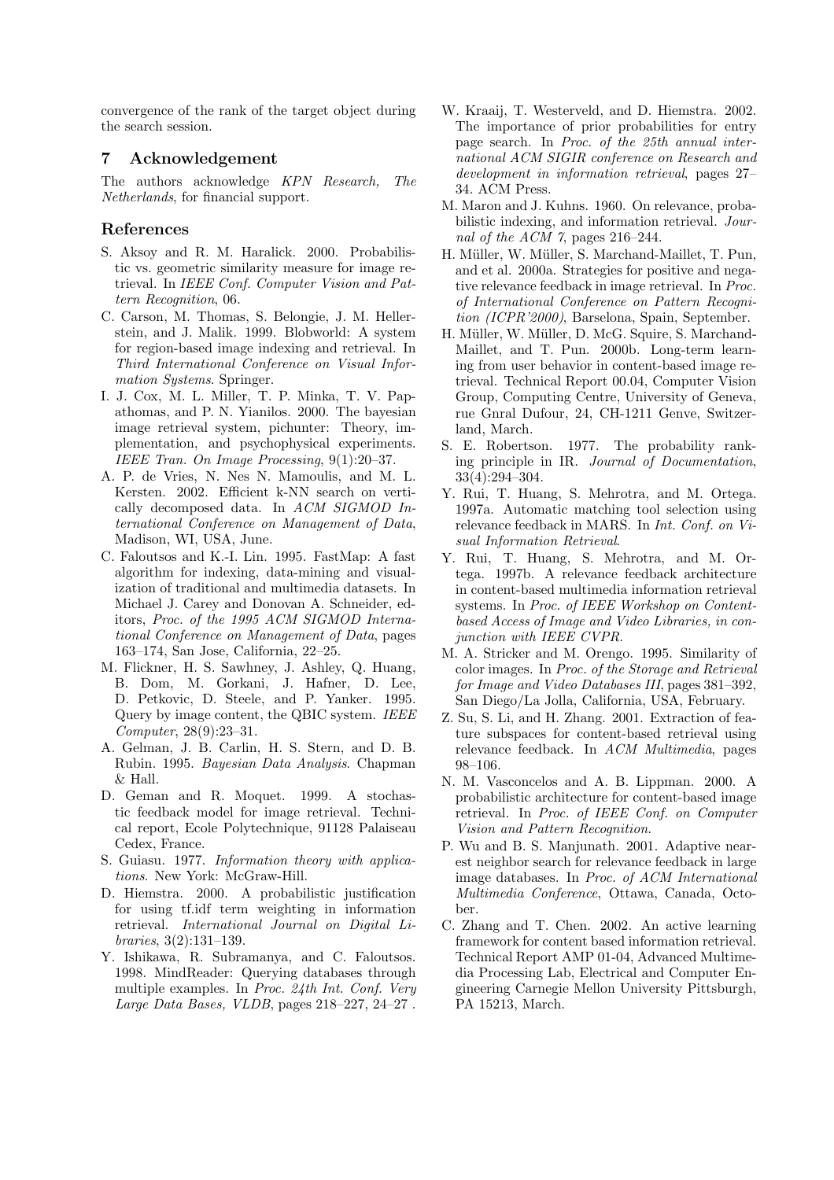convergence of the rank of the target object during the search session.

## 7 Acknowledgement

The authors acknowledge *KPN Research, The Netherlands*, for financial support.

## References

S. Aksoy and R. M. Haralick. 2000. Probabilistic vs. geometric similarity measure for image retrieval. In *IEEE Conf. Computer Vision and Pattern Recognition*, 06.

C. Carson, M. Thomas, S. Belongie, J. M. Hellerstein, and J. Malik. 1999. Blobworld: A system for region-based image indexing and retrieval. In *Third International Conference on Visual Information Systems*. Springer.

I. J. Cox, M. L. Miller, T. P. Minka, T. V. Papathomas, and P. N. Yianilos. 2000. The bayesian image retrieval system, pichunter: Theory, implementation, and psychophysical experiments. *IEEE Tran. On Image Processing*, 9(1):20–37.

A. P. de Vries, N. Nes N. Mamoulis, and M. L. Kersten. 2002. Efficient k-NN search on vertically decomposed data. In *ACM SIGMOD International Conference on Management of Data*, Madison, WI, USA, June.

C. Faloutsos and K.-I. Lin. 1995. FastMap: A fast algorithm for indexing, data-mining and visualization of traditional and multimedia datasets. In Michael J. Carey and Donovan A. Schneider, editors, *Proc. of the 1995 ACM SIGMOD International Conference on Management of Data*, pages 163–174, San Jose, California, 22–25.

M. Flickner, H. S. Sawhney, J. Ashley, Q. Huang, B. Dom, M. Gorkani, J. Hafner, D. Lee, D. Petkovic, D. Steele, and P. Yanker. 1995. Query by image content, the QBIC system. *IEEE Computer*, 28(9):23–31.

A. Gelman, J. B. Carlin, H. S. Stern, and D. B. Rubin. 1995. *Bayesian Data Analysis*. Chapman & Hall.

D. Geman and R. Moquet. 1999. A stochastic feedback model for image retrieval. Technical report, Ecole Polytechnique, 91128 Palaiseau Cedex, France.

S. Guiasu. 1977. *Information theory with applications*. New York: McGraw-Hill.

D. Hiemstra. 2000. A probabilistic justification for using tf.idf term weighting in information retrieval. *International Journal on Digital Libraries*, 3(2):131–139.

Y. Ishikawa, R. Subramanya, and C. Faloutsos. 1998. MindReader: Querying databases through multiple examples. In *Proc. 24th Int. Conf. Very Large Data Bases, VLDB*, pages 218–227, 24–27 .

W. Kraaij, T. Westerveld, and D. Hiemstra. 2002. The importance of prior probabilities for entry page search. In *Proc. of the 25th annual international ACM SIGIR conference on Research and development in information retrieval*, pages 27–34. ACM Press.

M. Maron and J. Kuhns. 1960. On relevance, probabilistic indexing, and information retrieval. *Journal of the ACM 7*, pages 216–244.

H. Müller, W. Müller, S. Marchand-Maillet, T. Pun, and et al. 2000a. Strategies for positive and negative relevance feedback in image retrieval. In *Proc. of International Conference on Pattern Recognition (ICPR'2000)*, Barselona, Spain, September.

H. Müller, W. Müller, D. McG. Squire, S. Marchand-Maillet, and T. Pun. 2000b. Long-term learning from user behavior in content-based image retrieval. Technical Report 00.04, Computer Vision Group, Computing Centre, University of Geneva, rue Gnral Dufour, 24, CH-1211 Genve, Switzerland, March.

S. E. Robertson. 1977. The probability ranking principle in IR. *Journal of Documentation*, 33(4):294–304.

Y. Rui, T. Huang, S. Mehrotra, and M. Ortega. 1997a. Automatic matching tool selection using relevance feedback in MARS. In *Int. Conf. on Visual Information Retrieval*.

Y. Rui, T. Huang, S. Mehrotra, and M. Ortega. 1997b. A relevance feedback architecture in content-based multimedia information retrieval systems. In *Proc. of IEEE Workshop on Content-based Access of Image and Video Libraries, in conjunction with IEEE CVPR*.

M. A. Stricker and M. Orengo. 1995. Similarity of color images. In *Proc. of the Storage and Retrieval for Image and Video Databases III*, pages 381–392, San Diego/La Jolla, California, USA, February.

Z. Su, S. Li, and H. Zhang. 2001. Extraction of feature subspaces for content-based retrieval using relevance feedback. In *ACM Multimedia*, pages 98–106.

N. M. Vasconcelos and A. B. Lippman. 2000. A probabilistic architecture for content-based image retrieval. In *Proc. of IEEE Conf. on Computer Vision and Pattern Recognition*.

P. Wu and B. S. Manjunath. 2001. Adaptive nearest neighbor search for relevance feedback in large image databases. In *Proc. of ACM International Multimedia Conference*, Ottawa, Canada, October.

C. Zhang and T. Chen. 2002. An active learning framework for content based information retrieval. Technical Report AMP 01-04, Advanced Multimedia Processing Lab, Electrical and Computer Engineering Carnegie Mellon University Pittsburgh, PA 15213, March.